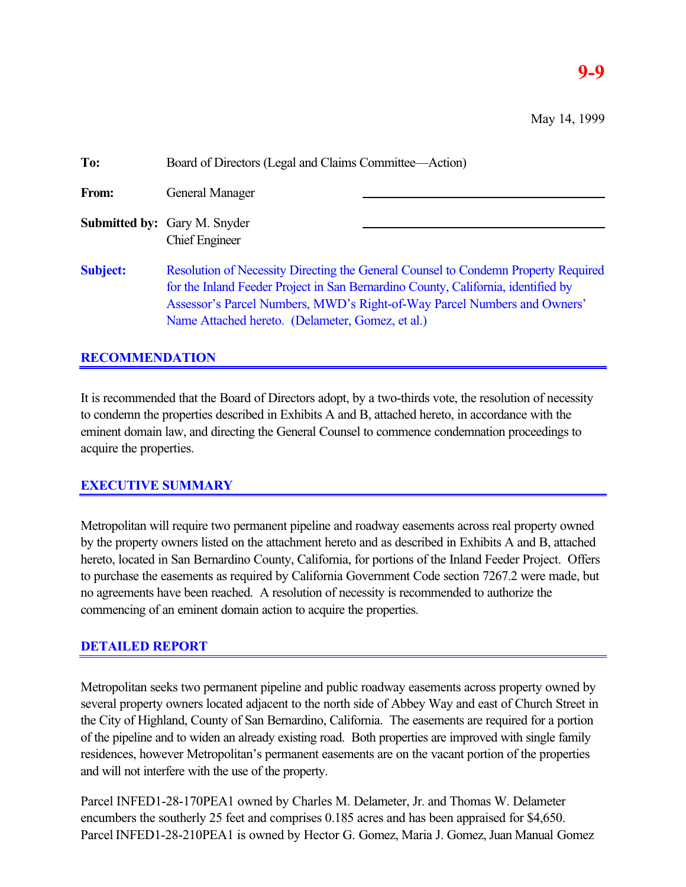**9-9**

May 14, 1999

| | | |
|---|---|---|
| **To:** | Board of Directors (Legal and Claims Committee—Action) | |
| **From:** | General Manager | ______________________ |
| **Submitted by:** | Gary M. Snyder<br>Chief Engineer | ______________________ |
| **Subject:** | Resolution of Necessity Directing the General Counsel to Condemn Property Required for the Inland Feeder Project in San Bernardino County, California, identified by Assessor's Parcel Numbers, MWD's Right-of-Way Parcel Numbers and Owners' Name Attached hereto. (Delameter, Gomez, et al.) | |

## RECOMMENDATION

It is recommended that the Board of Directors adopt, by a two-thirds vote, the resolution of necessity to condemn the properties described in Exhibits A and B, attached hereto, in accordance with the eminent domain law, and directing the General Counsel to commence condemnation proceedings to acquire the properties.

## EXECUTIVE SUMMARY

Metropolitan will require two permanent pipeline and roadway easements across real property owned by the property owners listed on the attachment hereto and as described in Exhibits A and B, attached hereto, located in San Bernardino County, California, for portions of the Inland Feeder Project. Offers to purchase the easements as required by California Government Code section 7267.2 were made, but no agreements have been reached. A resolution of necessity is recommended to authorize the commencing of an eminent domain action to acquire the properties.

## DETAILED REPORT

Metropolitan seeks two permanent pipeline and public roadway easements across property owned by several property owners located adjacent to the north side of Abbey Way and east of Church Street in the City of Highland, County of San Bernardino, California. The easements are required for a portion of the pipeline and to widen an already existing road. Both properties are improved with single family residences, however Metropolitan's permanent easements are on the vacant portion of the properties and will not interfere with the use of the property.

Parcel INFED1-28-170PEA1 owned by Charles M. Delameter, Jr. and Thomas W. Delameter encumbers the southerly 25 feet and comprises 0.185 acres and has been appraised for $4,650. Parcel INFED1-28-210PEA1 is owned by Hector G. Gomez, Maria J. Gomez, Juan Manual Gomez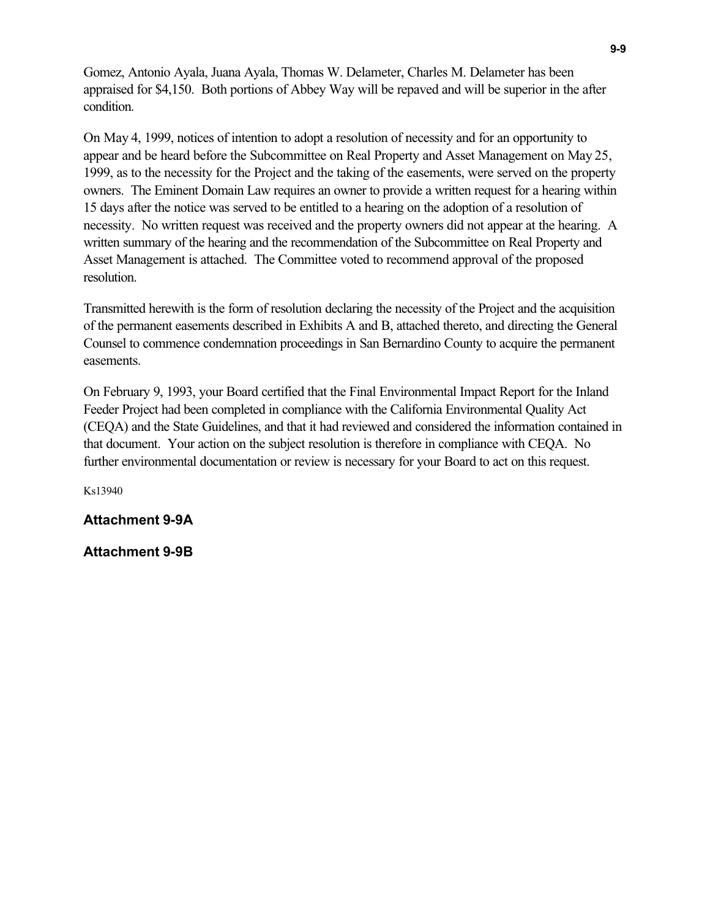Gomez, Antonio Ayala, Juana Ayala, Thomas W. Delameter, Charles M. Delameter has been appraised for $4,150. Both portions of Abbey Way will be repaved and will be superior in the after condition.

On May 4, 1999, notices of intention to adopt a resolution of necessity and for an opportunity to appear and be heard before the Subcommittee on Real Property and Asset Management on May 25, 1999, as to the necessity for the Project and the taking of the easements, were served on the property owners. The Eminent Domain Law requires an owner to provide a written request for a hearing within 15 days after the notice was served to be entitled to a hearing on the adoption of a resolution of necessity. No written request was received and the property owners did not appear at the hearing. A written summary of the hearing and the recommendation of the Subcommittee on Real Property and Asset Management is attached. The Committee voted to recommend approval of the proposed resolution.

Transmitted herewith is the form of resolution declaring the necessity of the Project and the acquisition of the permanent easements described in Exhibits A and B, attached thereto, and directing the General Counsel to commence condemnation proceedings in San Bernardino County to acquire the permanent easements.

On February 9, 1993, your Board certified that the Final Environmental Impact Report for the Inland Feeder Project had been completed in compliance with the California Environmental Quality Act (CEQA) and the State Guidelines, and that it had reviewed and considered the information contained in that document. Your action on the subject resolution is therefore in compliance with CEQA. No further environmental documentation or review is necessary for your Board to act on this request.

Ks13940

**Attachment 9-9A**

**Attachment 9-9B**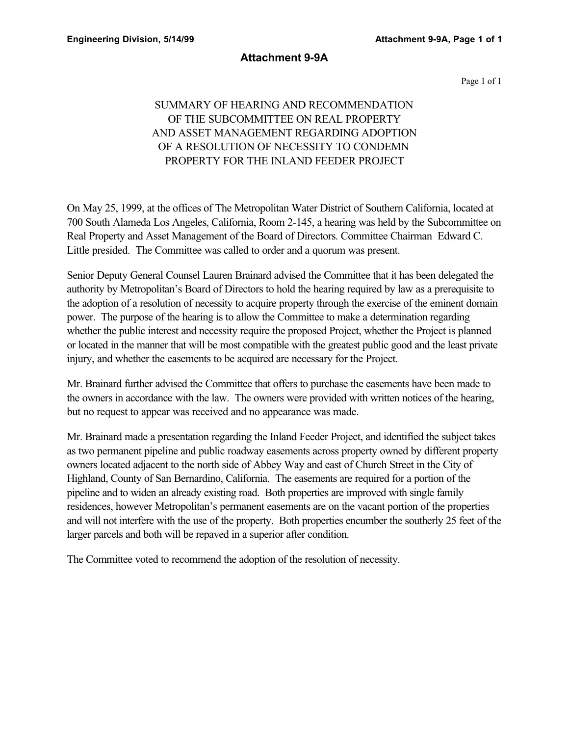# Attachment 9-9A

SUMMARY OF HEARING AND RECOMMENDATION
OF THE SUBCOMMITTEE ON REAL PROPERTY
AND ASSET MANAGEMENT REGARDING ADOPTION
OF A RESOLUTION OF NECESSITY TO CONDEMN
PROPERTY FOR THE INLAND FEEDER PROJECT

On May 25, 1999, at the offices of The Metropolitan Water District of Southern California, located at 700 South Alameda Los Angeles, California, Room 2-145, a hearing was held by the Subcommittee on Real Property and Asset Management of the Board of Directors. Committee Chairman Edward C. Little presided. The Committee was called to order and a quorum was present.

Senior Deputy General Counsel Lauren Brainard advised the Committee that it has been delegated the authority by Metropolitan's Board of Directors to hold the hearing required by law as a prerequisite to the adoption of a resolution of necessity to acquire property through the exercise of the eminent domain power. The purpose of the hearing is to allow the Committee to make a determination regarding whether the public interest and necessity require the proposed Project, whether the Project is planned or located in the manner that will be most compatible with the greatest public good and the least private injury, and whether the easements to be acquired are necessary for the Project.

Mr. Brainard further advised the Committee that offers to purchase the easements have been made to the owners in accordance with the law. The owners were provided with written notices of the hearing, but no request to appear was received and no appearance was made.

Mr. Brainard made a presentation regarding the Inland Feeder Project, and identified the subject takes as two permanent pipeline and public roadway easements across property owned by different property owners located adjacent to the north side of Abbey Way and east of Church Street in the City of Highland, County of San Bernardino, California. The easements are required for a portion of the pipeline and to widen an already existing road. Both properties are improved with single family residences, however Metropolitan's permanent easements are on the vacant portion of the properties and will not interfere with the use of the property. Both properties encumber the southerly 25 feet of the larger parcels and both will be repaved in a superior after condition.

The Committee voted to recommend the adoption of the resolution of necessity.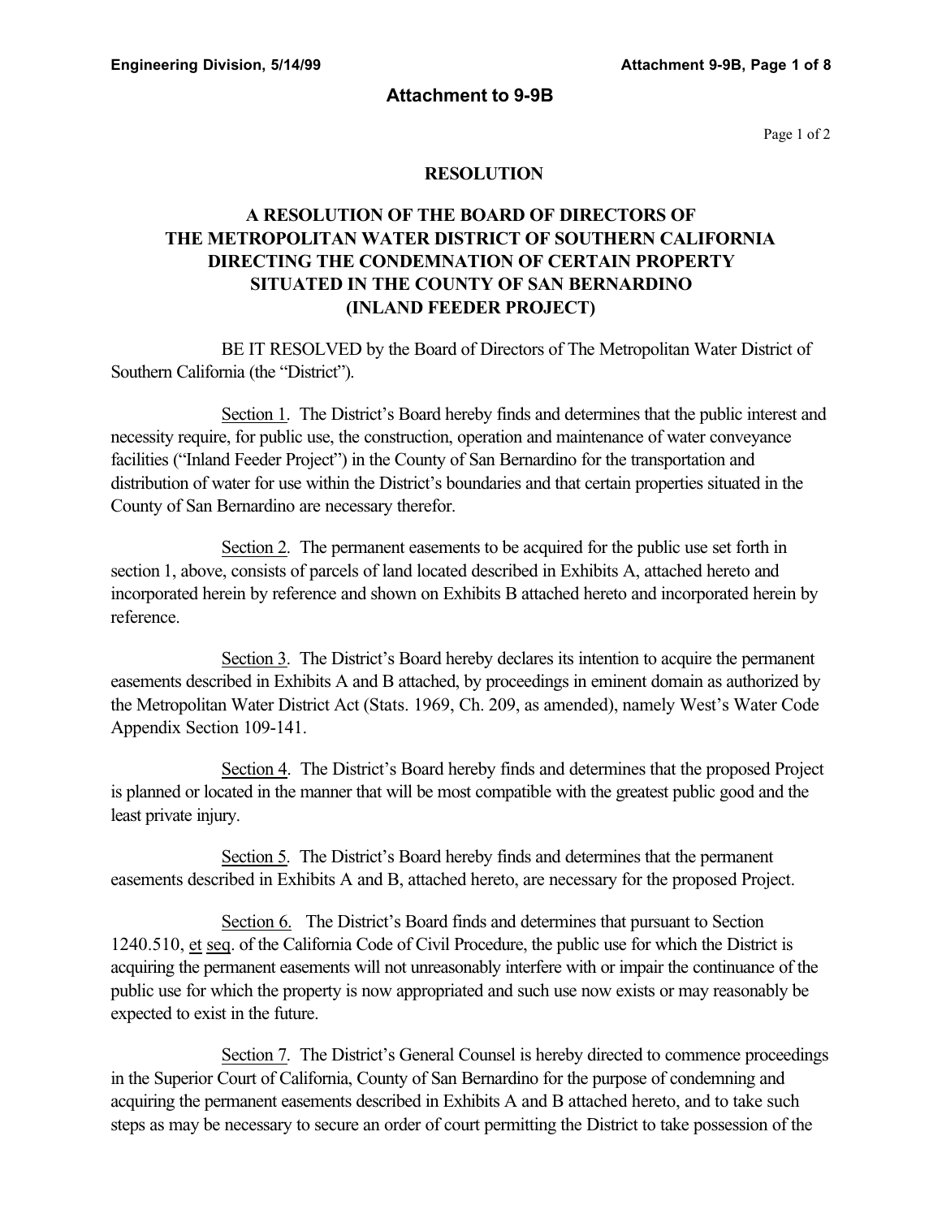## Attachment to 9-9B

Page 1 of 2

### RESOLUTION

### A RESOLUTION OF THE BOARD OF DIRECTORS OF THE METROPOLITAN WATER DISTRICT OF SOUTHERN CALIFORNIA DIRECTING THE CONDEMNATION OF CERTAIN PROPERTY SITUATED IN THE COUNTY OF SAN BERNARDINO (INLAND FEEDER PROJECT)

BE IT RESOLVED by the Board of Directors of The Metropolitan Water District of Southern California (the "District").

Section 1. The District's Board hereby finds and determines that the public interest and necessity require, for public use, the construction, operation and maintenance of water conveyance facilities ("Inland Feeder Project") in the County of San Bernardino for the transportation and distribution of water for use within the District's boundaries and that certain properties situated in the County of San Bernardino are necessary therefor.

Section 2. The permanent easements to be acquired for the public use set forth in section 1, above, consists of parcels of land located described in Exhibits A, attached hereto and incorporated herein by reference and shown on Exhibits B attached hereto and incorporated herein by reference.

Section 3. The District's Board hereby declares its intention to acquire the permanent easements described in Exhibits A and B attached, by proceedings in eminent domain as authorized by the Metropolitan Water District Act (Stats. 1969, Ch. 209, as amended), namely West's Water Code Appendix Section 109-141.

Section 4. The District's Board hereby finds and determines that the proposed Project is planned or located in the manner that will be most compatible with the greatest public good and the least private injury.

Section 5. The District's Board hereby finds and determines that the permanent easements described in Exhibits A and B, attached hereto, are necessary for the proposed Project.

Section 6. The District's Board finds and determines that pursuant to Section 1240.510, et seq. of the California Code of Civil Procedure, the public use for which the District is acquiring the permanent easements will not unreasonably interfere with or impair the continuance of the public use for which the property is now appropriated and such use now exists or may reasonably be expected to exist in the future.

Section 7. The District's General Counsel is hereby directed to commence proceedings in the Superior Court of California, County of San Bernardino for the purpose of condemning and acquiring the permanent easements described in Exhibits A and B attached hereto, and to take such steps as may be necessary to secure an order of court permitting the District to take possession of the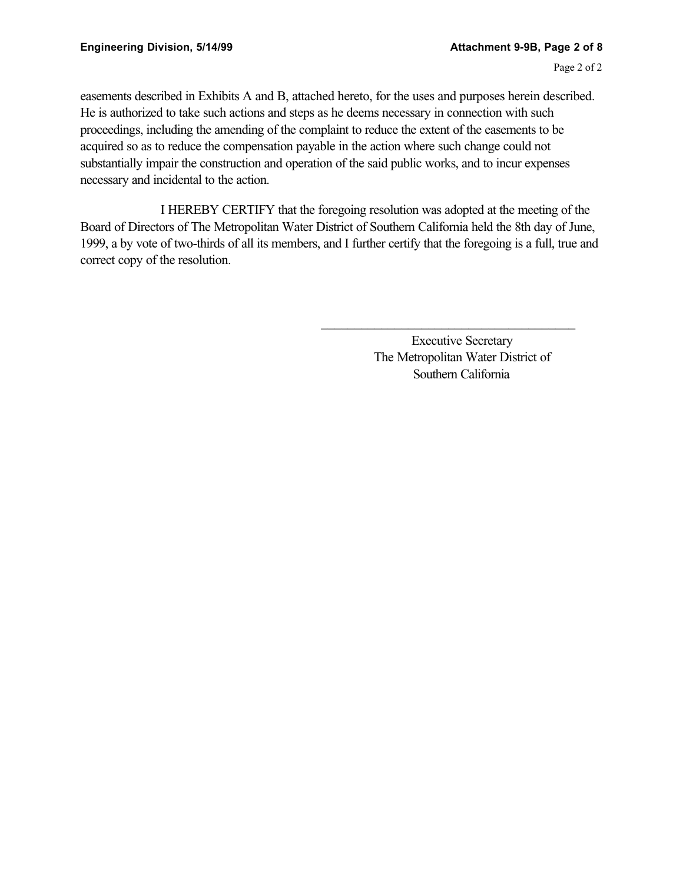easements described in Exhibits A and B, attached hereto, for the uses and purposes herein described. He is authorized to take such actions and steps as he deems necessary in connection with such proceedings, including the amending of the complaint to reduce the extent of the easements to be acquired so as to reduce the compensation payable in the action where such change could not substantially impair the construction and operation of the said public works, and to incur expenses necessary and incidental to the action.

I HEREBY CERTIFY that the foregoing resolution was adopted at the meeting of the Board of Directors of The Metropolitan Water District of Southern California held the 8th day of June, 1999, a by vote of two-thirds of all its members, and I further certify that the foregoing is a full, true and correct copy of the resolution.

\_\_\_\_\_\_\_\_\_\_\_\_\_\_\_\_\_\_\_\_\_\_\_\_\_\_\_\_\_\_\_\_\_\_\_\_\_\_\_\_

Executive Secretary
The Metropolitan Water District of
Southern California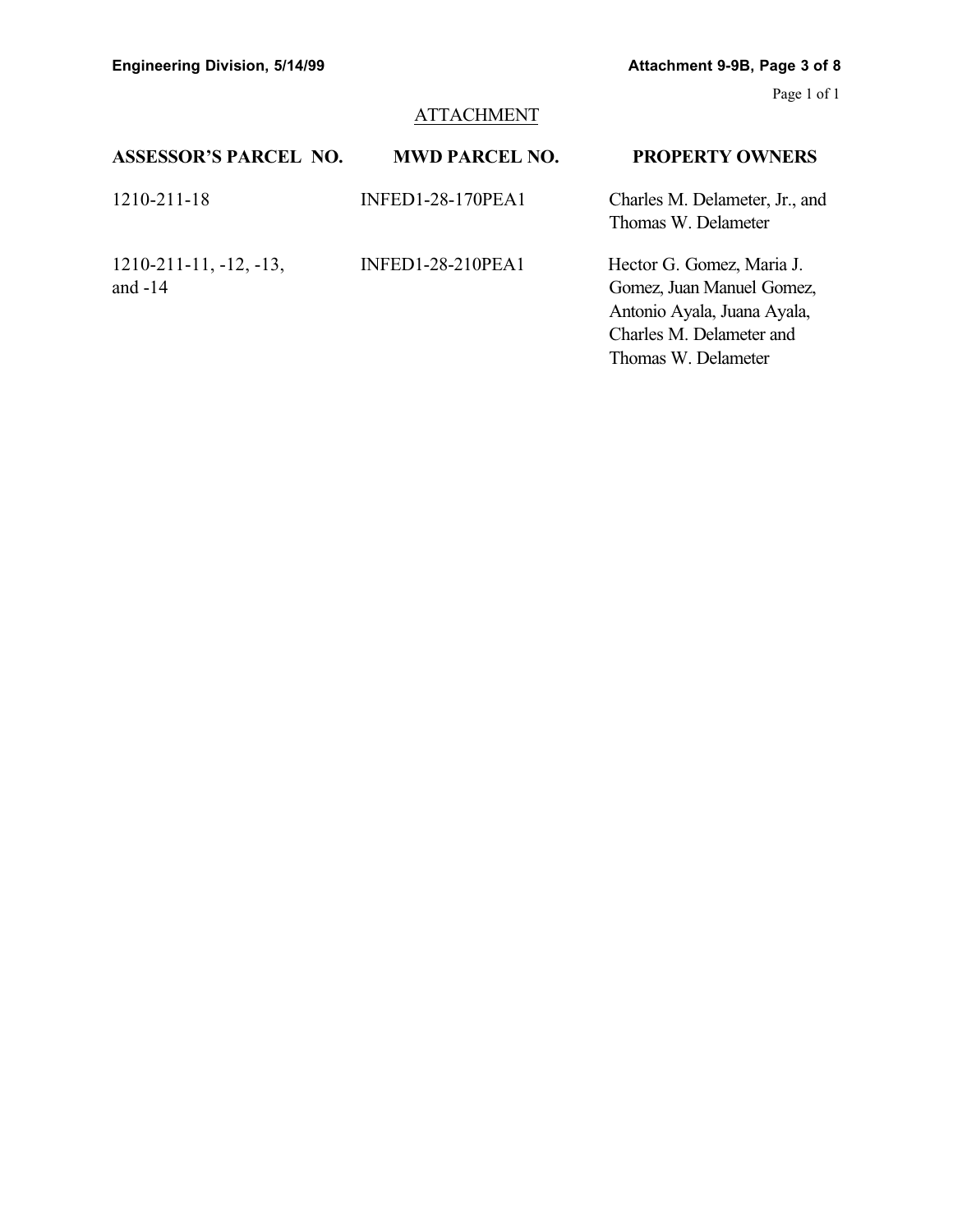## ATTACHMENT

| ASSESSOR'S PARCEL NO. | MWD PARCEL NO. | PROPERTY OWNERS |
| --- | --- | --- |
| 1210-211-18 | INFED1-28-170PEA1 | Charles M. Delameter, Jr., and Thomas W. Delameter |
| 1210-211-11, -12, -13, and -14 | INFED1-28-210PEA1 | Hector G. Gomez, Maria J. Gomez, Juan Manuel Gomez, Antonio Ayala, Juana Ayala, Charles M. Delameter and Thomas W. Delameter |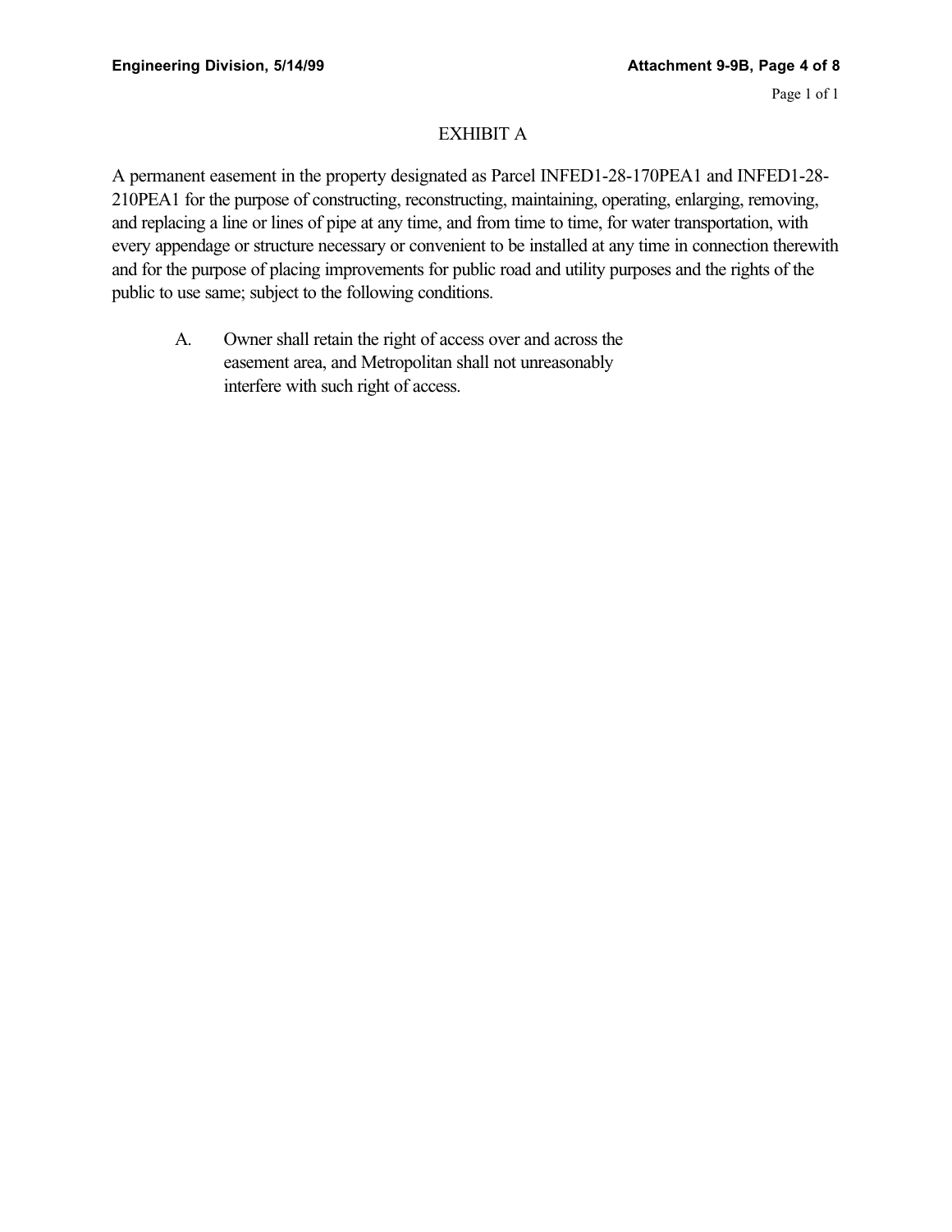# EXHIBIT A

A permanent easement in the property designated as Parcel INFED1-28-170PEA1 and INFED1-28-210PEA1 for the purpose of constructing, reconstructing, maintaining, operating, enlarging, removing, and replacing a line or lines of pipe at any time, and from time to time, for water transportation, with every appendage or structure necessary or convenient to be installed at any time in connection therewith and for the purpose of placing improvements for public road and utility purposes and the rights of the public to use same; subject to the following conditions.

A. Owner shall retain the right of access over and across the easement area, and Metropolitan shall not unreasonably interfere with such right of access.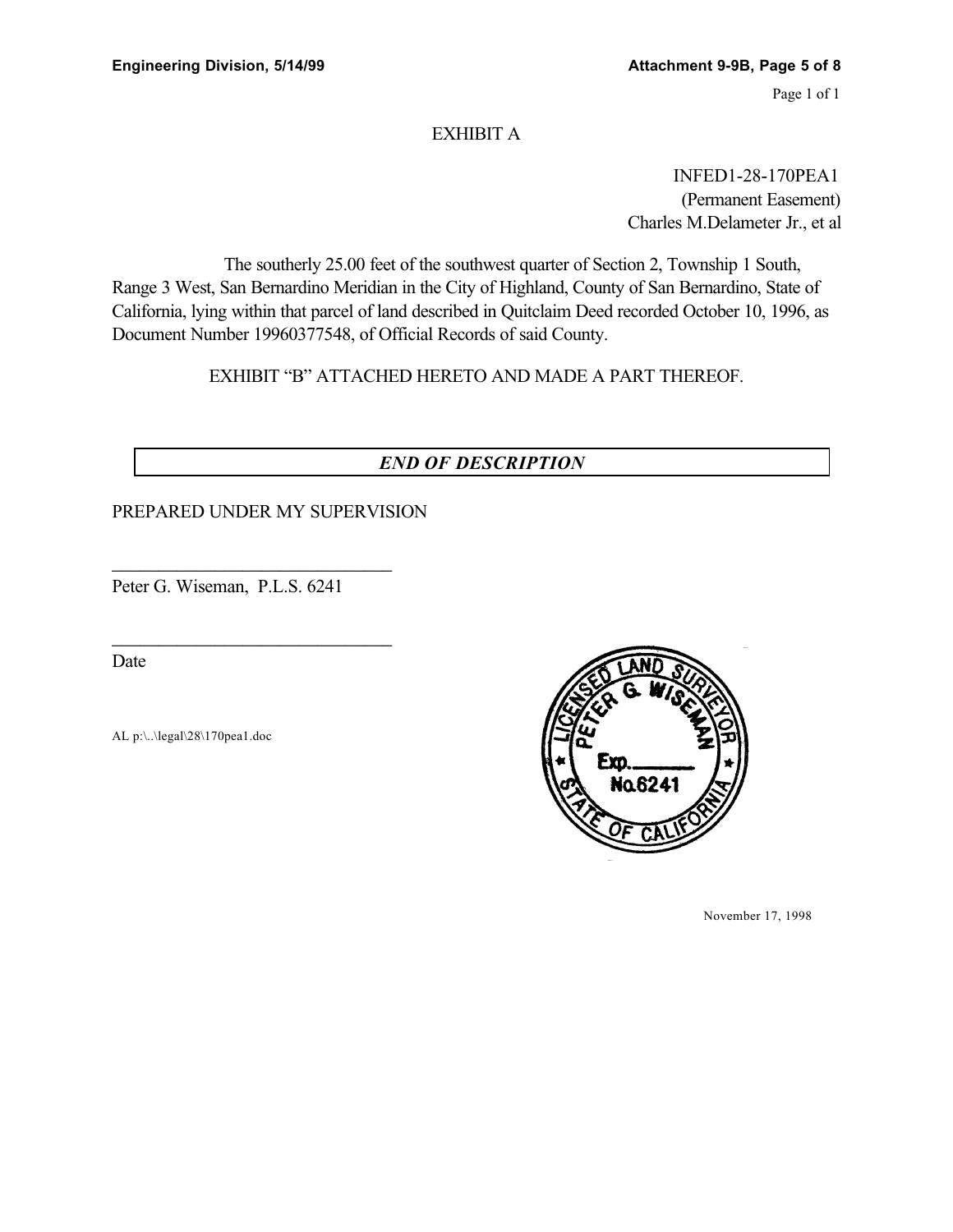# EXHIBIT A

INFED1-28-170PEA1
(Permanent Easement)
Charles M.Delameter Jr., et al

The southerly 25.00 feet of the southwest quarter of Section 2, Township 1 South, Range 3 West, San Bernardino Meridian in the City of Highland, County of San Bernardino, State of California, lying within that parcel of land described in Quitclaim Deed recorded October 10, 1996, as Document Number 19960377548, of Official Records of said County.

EXHIBIT "B" ATTACHED HERETO AND MADE A PART THEREOF.

***END OF DESCRIPTION***

PREPARED UNDER MY SUPERVISION

______________________________
Peter G. Wiseman, P.L.S. 6241

______________________________
Date

AL p:\..\legal\28\170pea1.doc

LICENSED LAND SURVEYOR
PETER G. WISEMAN
Exp.______
No.6241
STATE OF CALIFORNIA

November 17, 1998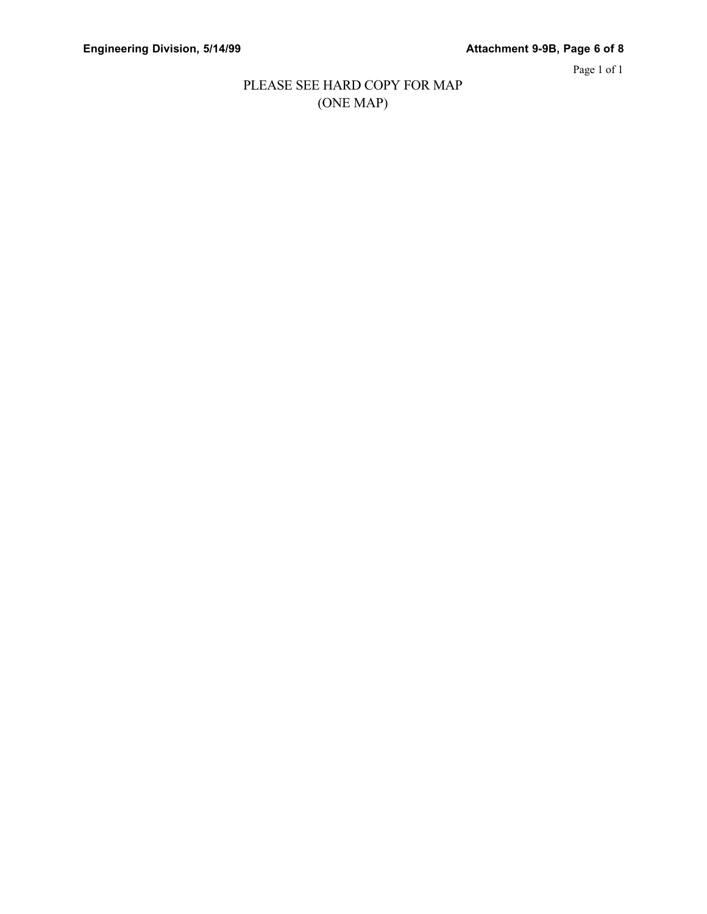PLEASE SEE HARD COPY FOR MAP
(ONE MAP)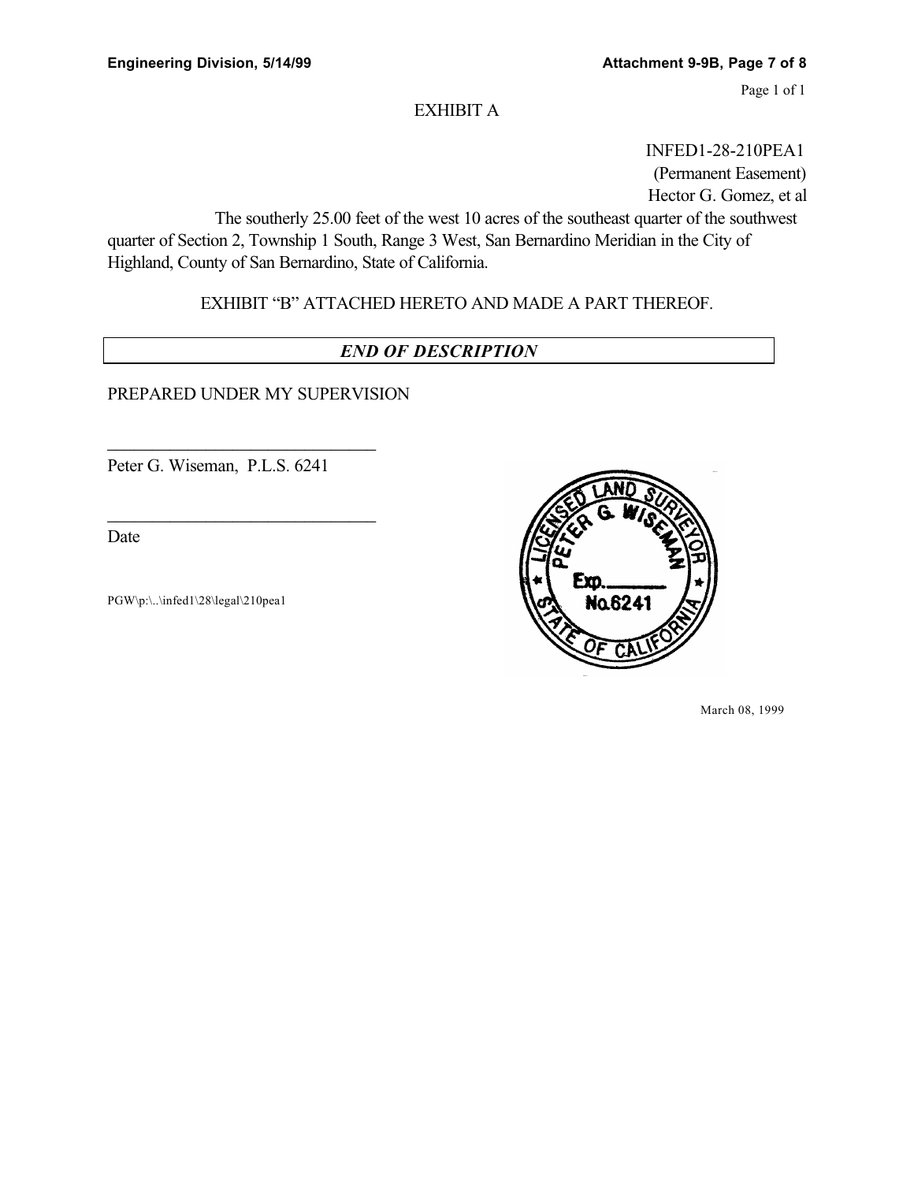# EXHIBIT A

INFED1-28-210PEA1
(Permanent Easement)
Hector G. Gomez, et al

The southerly 25.00 feet of the west 10 acres of the southeast quarter of the southwest quarter of Section 2, Township 1 South, Range 3 West, San Bernardino Meridian in the City of Highland, County of San Bernardino, State of California.

EXHIBIT "B" ATTACHED HERETO AND MADE A PART THEREOF.

***END OF DESCRIPTION***

PREPARED UNDER MY SUPERVISION

______________________________
Peter G. Wiseman, P.L.S. 6241

______________________________
Date

PGW\p:\..\infed1\28\legal\210pea1

LICENSED LAND SURVEYOR
PETER G. WISEMAN
Exp. ______
No.6241
STATE OF CALIFORNIA

March 08, 1999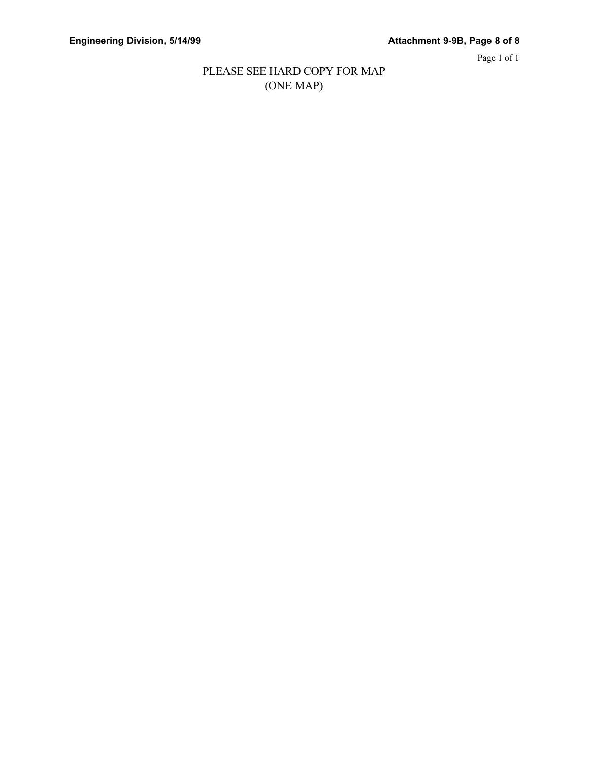PLEASE SEE HARD COPY FOR MAP
(ONE MAP)